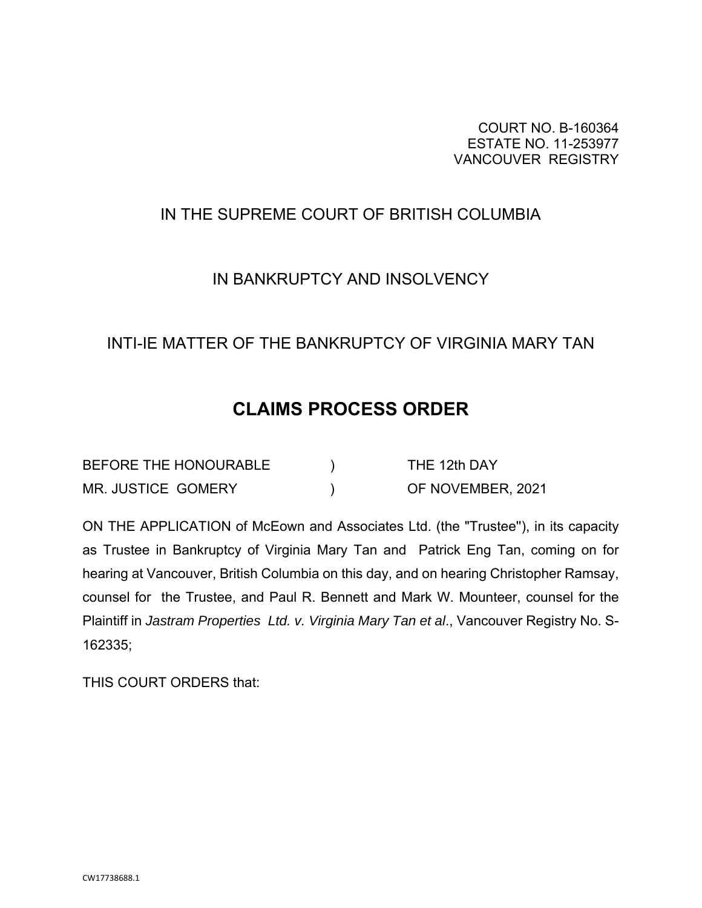COURT NO. B-160364
ESTATE NO. 11-253977
VANCOUVER REGISTRY

IN THE SUPREME COURT OF BRITISH COLUMBIA

IN BANKRUPTCY AND INSOLVENCY

INTI-IE MATTER OF THE BANKRUPTCY OF VIRGINIA MARY TAN

# CLAIMS PROCESS ORDER

| BEFORE THE HONOURABLE | ) | THE 12th DAY |
|---|---|---|
| MR. JUSTICE GOMERY | ) | OF NOVEMBER, 2021 |

ON THE APPLICATION of McEown and Associates Ltd. (the "Trustee"), in its capacity as Trustee in Bankruptcy of Virginia Mary Tan and Patrick Eng Tan, coming on for hearing at Vancouver, British Columbia on this day, and on hearing Christopher Ramsay, counsel for the Trustee, and Paul R. Bennett and Mark W. Mounteer, counsel for the Plaintiff in *Jastram Properties Ltd. v. Virginia Mary Tan et al*., Vancouver Registry No. S-162335;

THIS COURT ORDERS that:

CW17738688.1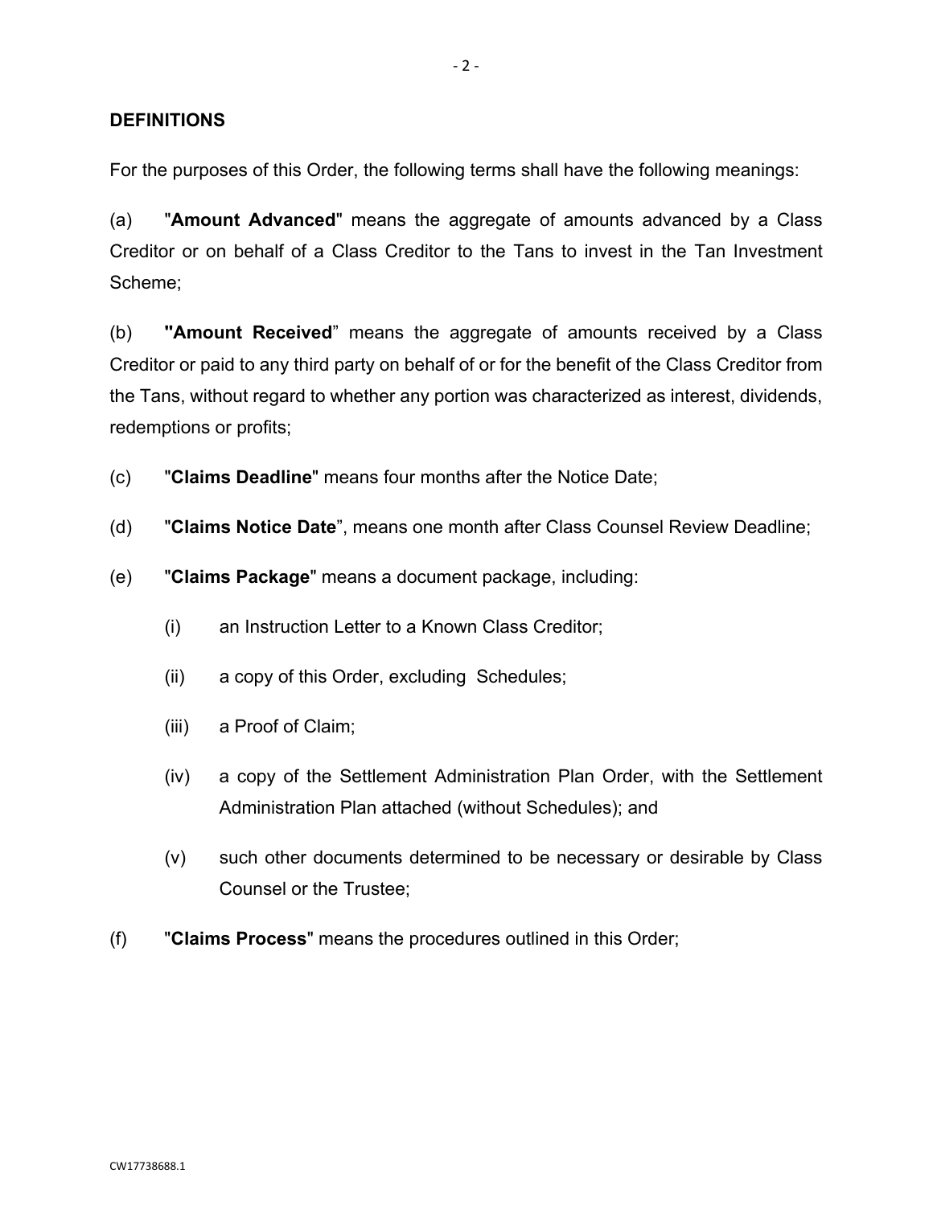## DEFINITIONS

For the purposes of this Order, the following terms shall have the following meanings:

(a) "**Amount Advanced**" means the aggregate of amounts advanced by a Class Creditor or on behalf of a Class Creditor to the Tans to invest in the Tan Investment Scheme;

(b) **"Amount Received**" means the aggregate of amounts received by a Class Creditor or paid to any third party on behalf of or for the benefit of the Class Creditor from the Tans, without regard to whether any portion was characterized as interest, dividends, redemptions or profits;

(c) "**Claims Deadline**" means four months after the Notice Date;

(d) "**Claims Notice Date**", means one month after Class Counsel Review Deadline;

(e) "**Claims Package**" means a document package, including:

  (i) an Instruction Letter to a Known Class Creditor;

  (ii) a copy of this Order, excluding Schedules;

  (iii) a Proof of Claim;

  (iv) a copy of the Settlement Administration Plan Order, with the Settlement Administration Plan attached (without Schedules); and

  (v) such other documents determined to be necessary or desirable by Class Counsel or the Trustee;

(f) "**Claims Process**" means the procedures outlined in this Order;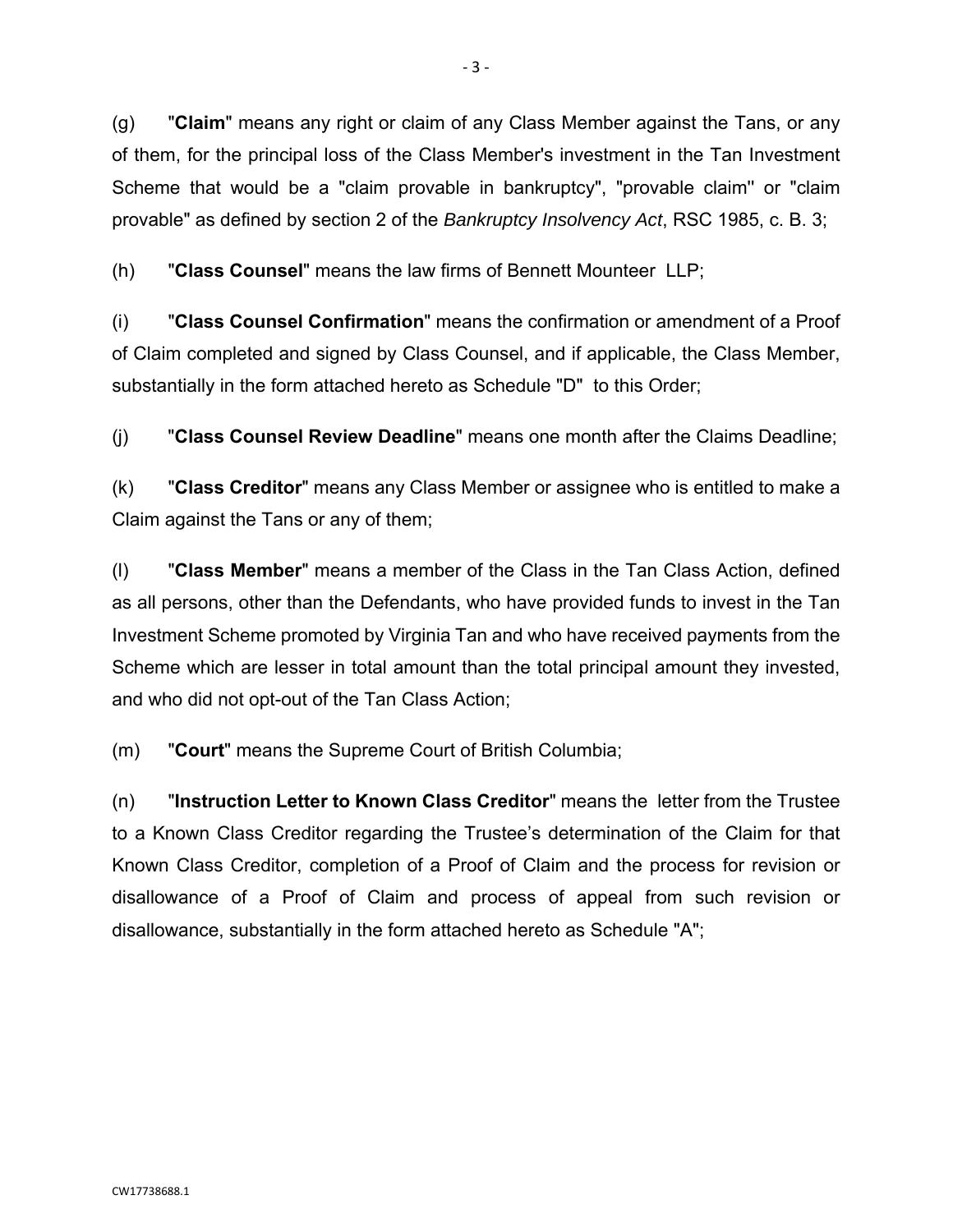(g) "**Claim**" means any right or claim of any Class Member against the Tans, or any of them, for the principal loss of the Class Member's investment in the Tan Investment Scheme that would be a "claim provable in bankruptcy", "provable claim" or "claim provable" as defined by section 2 of the *Bankruptcy Insolvency Act*, RSC 1985, c. B. 3;

(h) "**Class Counsel**" means the law firms of Bennett Mounteer LLP;

(i) "**Class Counsel Confirmation**" means the confirmation or amendment of a Proof of Claim completed and signed by Class Counsel, and if applicable, the Class Member, substantially in the form attached hereto as Schedule "D" to this Order;

(j) "**Class Counsel Review Deadline**" means one month after the Claims Deadline;

(k) "**Class Creditor**" means any Class Member or assignee who is entitled to make a Claim against the Tans or any of them;

(l) "**Class Member**" means a member of the Class in the Tan Class Action, defined as all persons, other than the Defendants, who have provided funds to invest in the Tan Investment Scheme promoted by Virginia Tan and who have received payments from the Scheme which are lesser in total amount than the total principal amount they invested, and who did not opt-out of the Tan Class Action;

(m) "**Court**" means the Supreme Court of British Columbia;

(n) "**Instruction Letter to Known Class Creditor**" means the letter from the Trustee to a Known Class Creditor regarding the Trustee's determination of the Claim for that Known Class Creditor, completion of a Proof of Claim and the process for revision or disallowance of a Proof of Claim and process of appeal from such revision or disallowance, substantially in the form attached hereto as Schedule "A";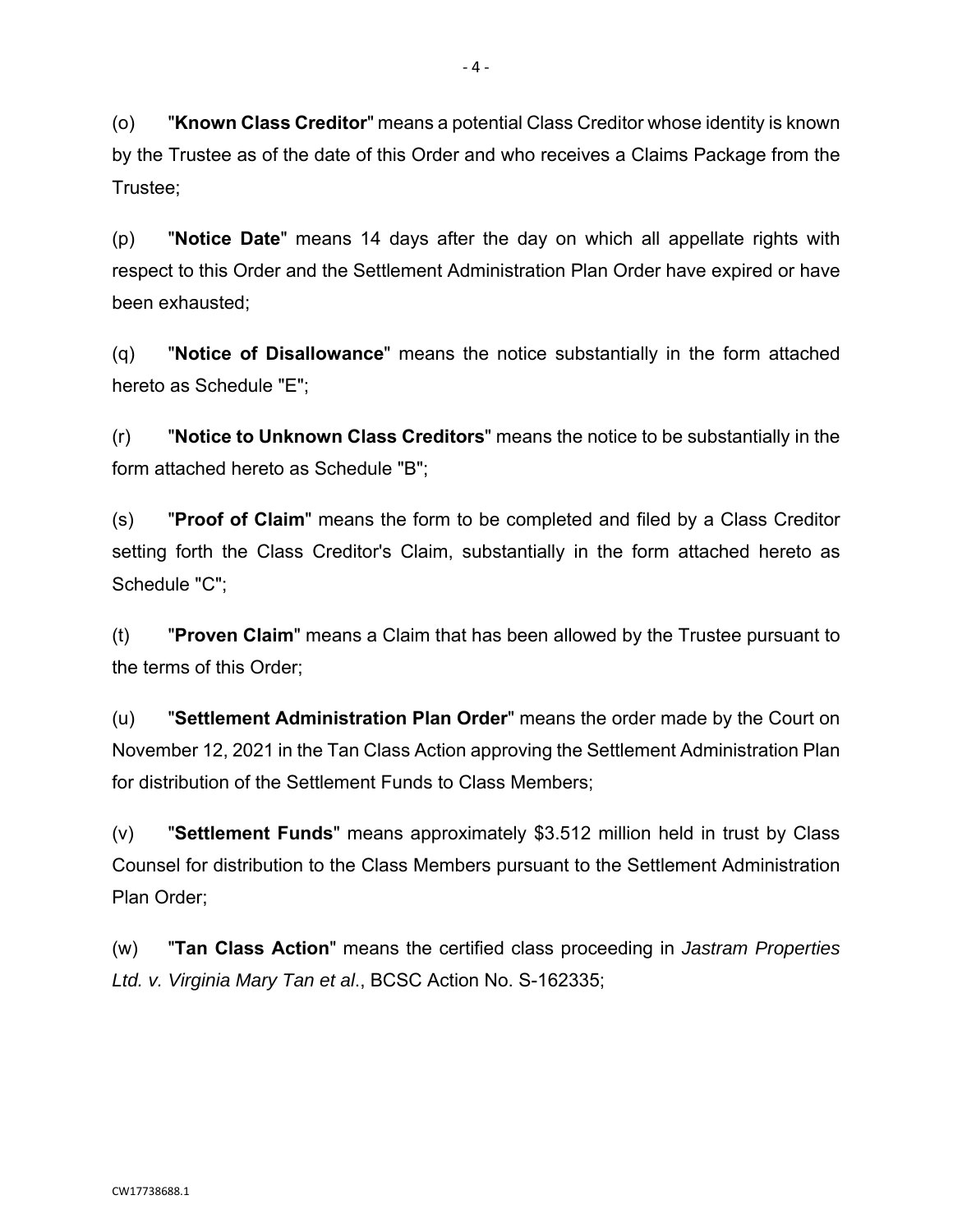(o) "**Known Class Creditor**" means a potential Class Creditor whose identity is known by the Trustee as of the date of this Order and who receives a Claims Package from the Trustee;

(p) "**Notice Date**" means 14 days after the day on which all appellate rights with respect to this Order and the Settlement Administration Plan Order have expired or have been exhausted;

(q) "**Notice of Disallowance**" means the notice substantially in the form attached hereto as Schedule "E";

(r) "**Notice to Unknown Class Creditors**" means the notice to be substantially in the form attached hereto as Schedule "B";

(s) "**Proof of Claim**" means the form to be completed and filed by a Class Creditor setting forth the Class Creditor's Claim, substantially in the form attached hereto as Schedule "C";

(t) "**Proven Claim**" means a Claim that has been allowed by the Trustee pursuant to the terms of this Order;

(u) "**Settlement Administration Plan Order**" means the order made by the Court on November 12, 2021 in the Tan Class Action approving the Settlement Administration Plan for distribution of the Settlement Funds to Class Members;

(v) "**Settlement Funds**" means approximately $3.512 million held in trust by Class Counsel for distribution to the Class Members pursuant to the Settlement Administration Plan Order;

(w) "**Tan Class Action**" means the certified class proceeding in *Jastram Properties Ltd. v. Virginia Mary Tan et al*., BCSC Action No. S-162335;

CW17738688.1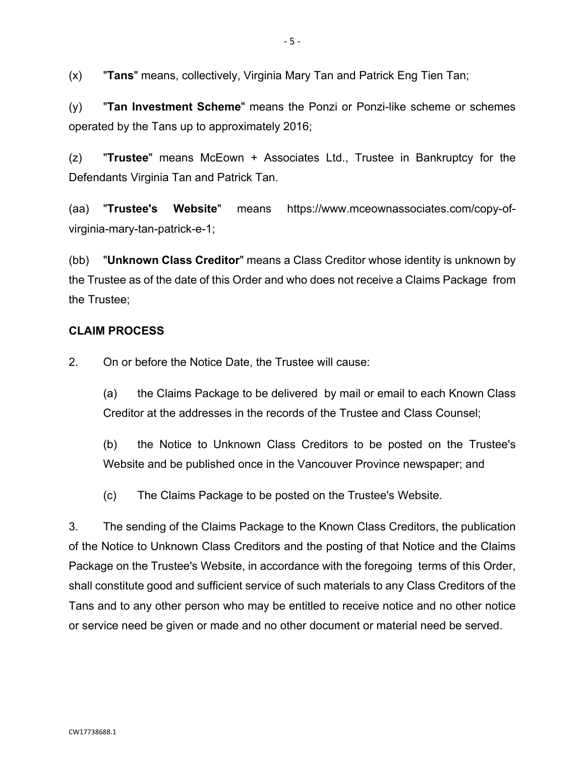(x) "**Tans**" means, collectively, Virginia Mary Tan and Patrick Eng Tien Tan;

(y) "**Tan Investment Scheme**" means the Ponzi or Ponzi-like scheme or schemes operated by the Tans up to approximately 2016;

(z) "**Trustee**" means McEown + Associates Ltd., Trustee in Bankruptcy for the Defendants Virginia Tan and Patrick Tan.

(aa) "**Trustee's Website**" means https://www.mceownassociates.com/copy-of-virginia-mary-tan-patrick-e-1;

(bb) "**Unknown Class Creditor**" means a Class Creditor whose identity is unknown by the Trustee as of the date of this Order and who does not receive a Claims Package from the Trustee;

**CLAIM PROCESS**

2. On or before the Notice Date, the Trustee will cause:

   (a) the Claims Package to be delivered by mail or email to each Known Class Creditor at the addresses in the records of the Trustee and Class Counsel;

   (b) the Notice to Unknown Class Creditors to be posted on the Trustee's Website and be published once in the Vancouver Province newspaper; and

   (c) The Claims Package to be posted on the Trustee's Website.

3. The sending of the Claims Package to the Known Class Creditors, the publication of the Notice to Unknown Class Creditors and the posting of that Notice and the Claims Package on the Trustee's Website, in accordance with the foregoing terms of this Order, shall constitute good and sufficient service of such materials to any Class Creditors of the Tans and to any other person who may be entitled to receive notice and no other notice or service need be given or made and no other document or material need be served.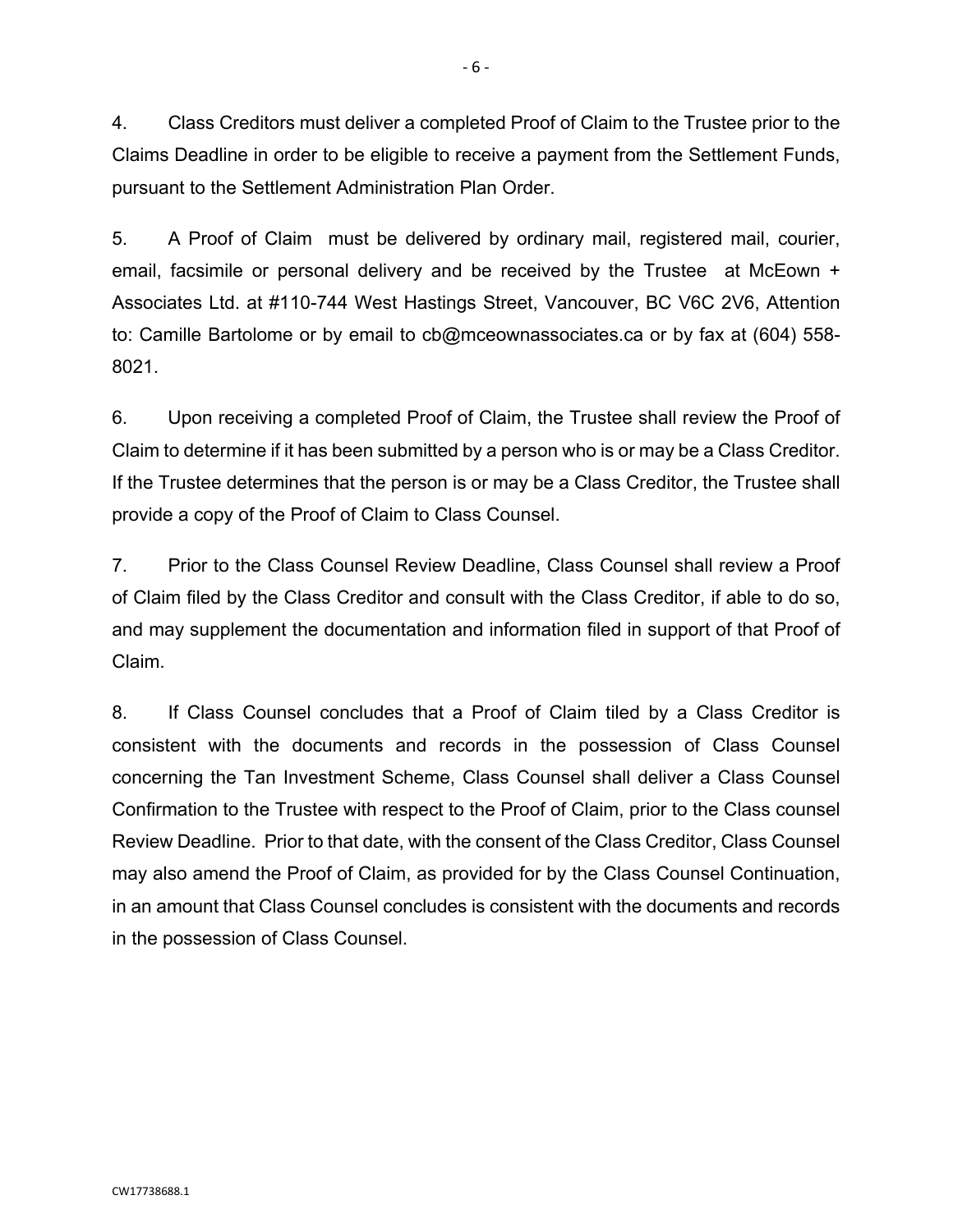4. Class Creditors must deliver a completed Proof of Claim to the Trustee prior to the Claims Deadline in order to be eligible to receive a payment from the Settlement Funds, pursuant to the Settlement Administration Plan Order.

5. A Proof of Claim must be delivered by ordinary mail, registered mail, courier, email, facsimile or personal delivery and be received by the Trustee at McEown + Associates Ltd. at #110-744 West Hastings Street, Vancouver, BC V6C 2V6, Attention to: Camille Bartolome or by email to cb@mceownassociates.ca or by fax at (604) 558-8021.

6. Upon receiving a completed Proof of Claim, the Trustee shall review the Proof of Claim to determine if it has been submitted by a person who is or may be a Class Creditor. If the Trustee determines that the person is or may be a Class Creditor, the Trustee shall provide a copy of the Proof of Claim to Class Counsel.

7. Prior to the Class Counsel Review Deadline, Class Counsel shall review a Proof of Claim filed by the Class Creditor and consult with the Class Creditor, if able to do so, and may supplement the documentation and information filed in support of that Proof of Claim.

8. If Class Counsel concludes that a Proof of Claim tiled by a Class Creditor is consistent with the documents and records in the possession of Class Counsel concerning the Tan Investment Scheme, Class Counsel shall deliver a Class Counsel Confirmation to the Trustee with respect to the Proof of Claim, prior to the Class counsel Review Deadline. Prior to that date, with the consent of the Class Creditor, Class Counsel may also amend the Proof of Claim, as provided for by the Class Counsel Continuation, in an amount that Class Counsel concludes is consistent with the documents and records in the possession of Class Counsel.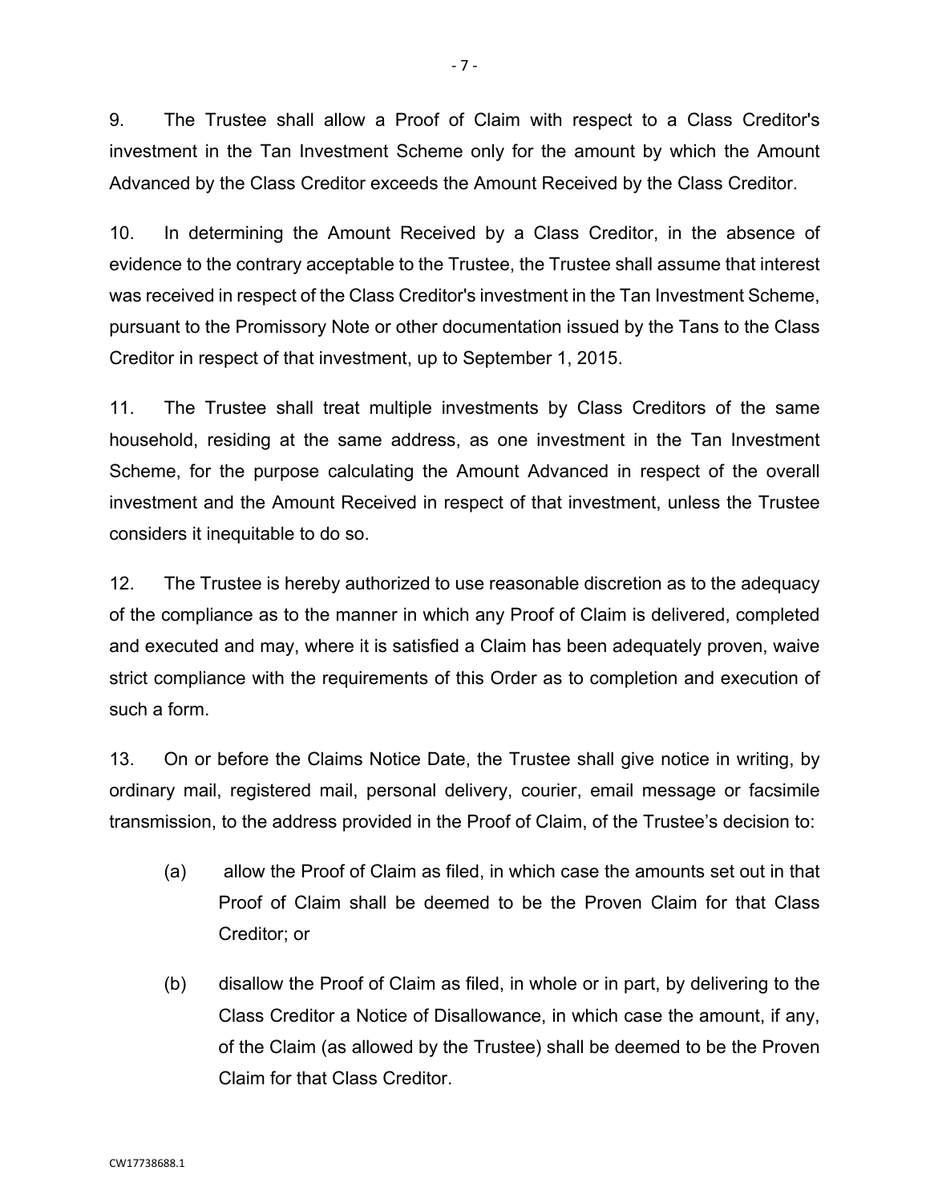9. The Trustee shall allow a Proof of Claim with respect to a Class Creditor's investment in the Tan Investment Scheme only for the amount by which the Amount Advanced by the Class Creditor exceeds the Amount Received by the Class Creditor.

10. In determining the Amount Received by a Class Creditor, in the absence of evidence to the contrary acceptable to the Trustee, the Trustee shall assume that interest was received in respect of the Class Creditor's investment in the Tan Investment Scheme, pursuant to the Promissory Note or other documentation issued by the Tans to the Class Creditor in respect of that investment, up to September 1, 2015.

11. The Trustee shall treat multiple investments by Class Creditors of the same household, residing at the same address, as one investment in the Tan Investment Scheme, for the purpose calculating the Amount Advanced in respect of the overall investment and the Amount Received in respect of that investment, unless the Trustee considers it inequitable to do so.

12. The Trustee is hereby authorized to use reasonable discretion as to the adequacy of the compliance as to the manner in which any Proof of Claim is delivered, completed and executed and may, where it is satisfied a Claim has been adequately proven, waive strict compliance with the requirements of this Order as to completion and execution of such a form.

13. On or before the Claims Notice Date, the Trustee shall give notice in writing, by ordinary mail, registered mail, personal delivery, courier, email message or facsimile transmission, to the address provided in the Proof of Claim, of the Trustee's decision to:

(a) allow the Proof of Claim as filed, in which case the amounts set out in that Proof of Claim shall be deemed to be the Proven Claim for that Class Creditor; or

(b) disallow the Proof of Claim as filed, in whole or in part, by delivering to the Class Creditor a Notice of Disallowance, in which case the amount, if any, of the Claim (as allowed by the Trustee) shall be deemed to be the Proven Claim for that Class Creditor.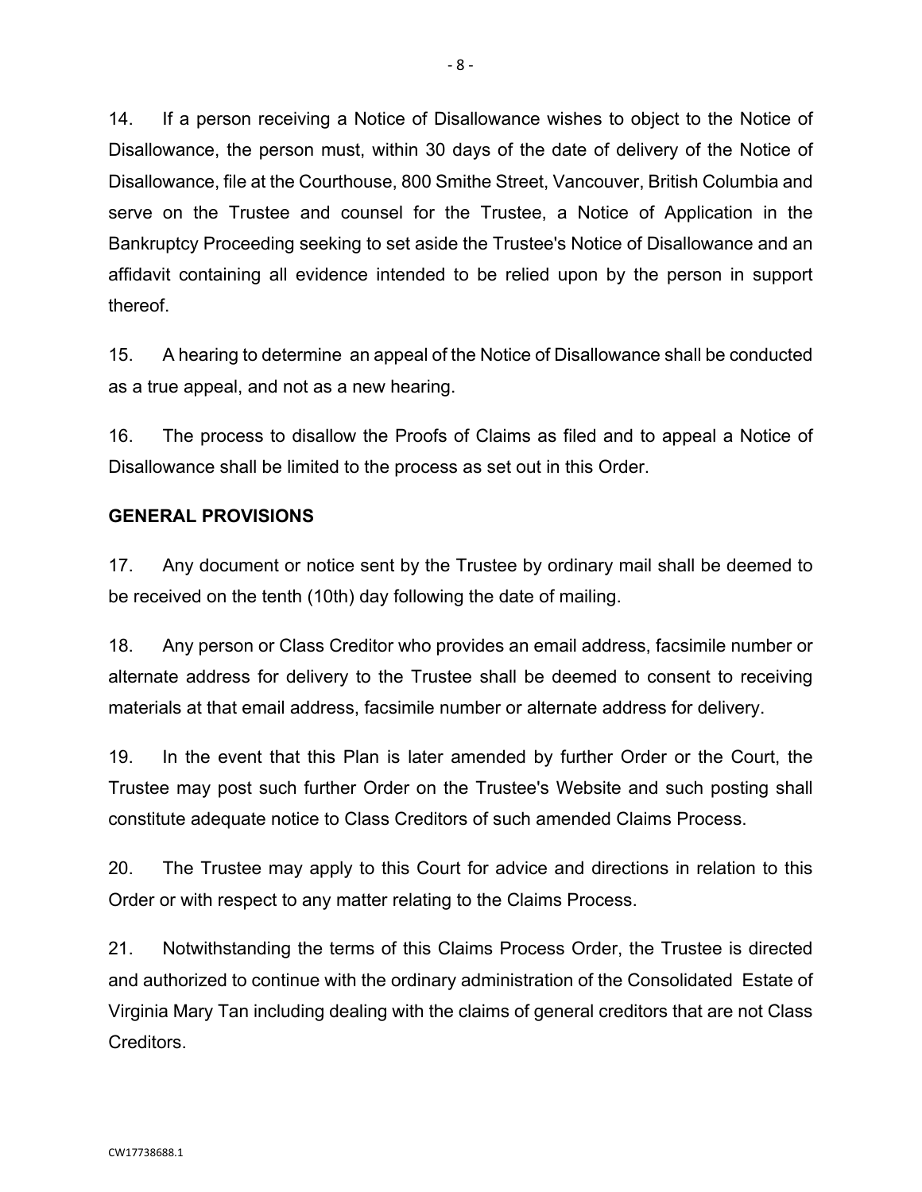14. If a person receiving a Notice of Disallowance wishes to object to the Notice of Disallowance, the person must, within 30 days of the date of delivery of the Notice of Disallowance, file at the Courthouse, 800 Smithe Street, Vancouver, British Columbia and serve on the Trustee and counsel for the Trustee, a Notice of Application in the Bankruptcy Proceeding seeking to set aside the Trustee's Notice of Disallowance and an affidavit containing all evidence intended to be relied upon by the person in support thereof.

15. A hearing to determine an appeal of the Notice of Disallowance shall be conducted as a true appeal, and not as a new hearing.

16. The process to disallow the Proofs of Claims as filed and to appeal a Notice of Disallowance shall be limited to the process as set out in this Order.

**GENERAL PROVISIONS**

17. Any document or notice sent by the Trustee by ordinary mail shall be deemed to be received on the tenth (10th) day following the date of mailing.

18. Any person or Class Creditor who provides an email address, facsimile number or alternate address for delivery to the Trustee shall be deemed to consent to receiving materials at that email address, facsimile number or alternate address for delivery.

19. In the event that this Plan is later amended by further Order or the Court, the Trustee may post such further Order on the Trustee's Website and such posting shall constitute adequate notice to Class Creditors of such amended Claims Process.

20. The Trustee may apply to this Court for advice and directions in relation to this Order or with respect to any matter relating to the Claims Process.

21. Notwithstanding the terms of this Claims Process Order, the Trustee is directed and authorized to continue with the ordinary administration of the Consolidated Estate of Virginia Mary Tan including dealing with the claims of general creditors that are not Class Creditors.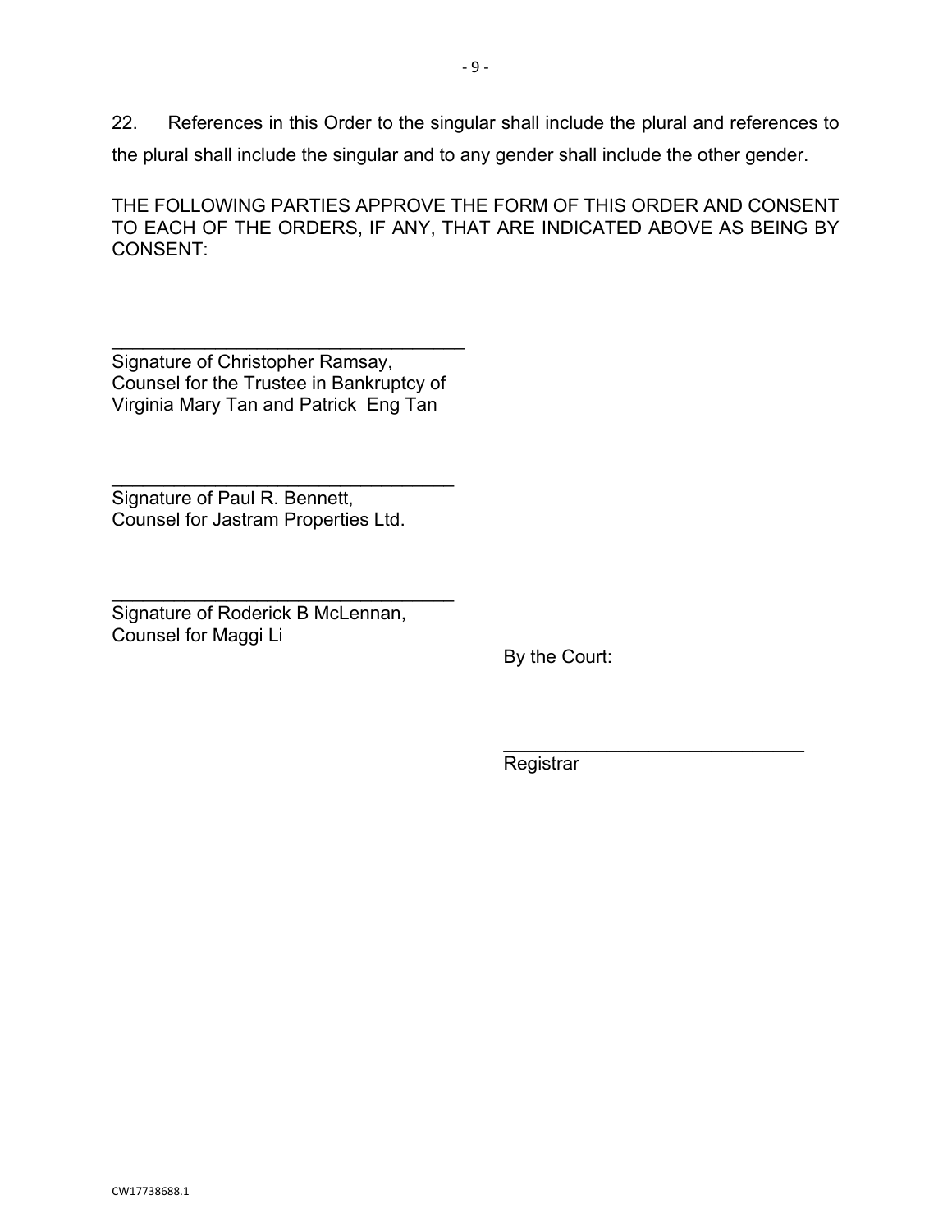22. References in this Order to the singular shall include the plural and references to the plural shall include the singular and to any gender shall include the other gender.

THE FOLLOWING PARTIES APPROVE THE FORM OF THIS ORDER AND CONSENT TO EACH OF THE ORDERS, IF ANY, THAT ARE INDICATED ABOVE AS BEING BY CONSENT:

\_\_\_\_\_\_\_\_\_\_\_\_\_\_\_\_\_\_\_\_\_\_\_\_\_\_\_\_\_\_\_\_\_\_
Signature of Christopher Ramsay,
Counsel for the Trustee in Bankruptcy of
Virginia Mary Tan and Patrick Eng Tan

\_\_\_\_\_\_\_\_\_\_\_\_\_\_\_\_\_\_\_\_\_\_\_\_\_\_\_\_\_\_\_\_\_\_
Signature of Paul R. Bennett,
Counsel for Jastram Properties Ltd.

\_\_\_\_\_\_\_\_\_\_\_\_\_\_\_\_\_\_\_\_\_\_\_\_\_\_\_\_\_\_\_\_\_\_
Signature of Roderick B McLennan,
Counsel for Maggi Li

By the Court:

\_\_\_\_\_\_\_\_\_\_\_\_\_\_\_\_\_\_\_\_\_\_\_\_\_\_\_\_\_\_
Registrar

CW17738688.1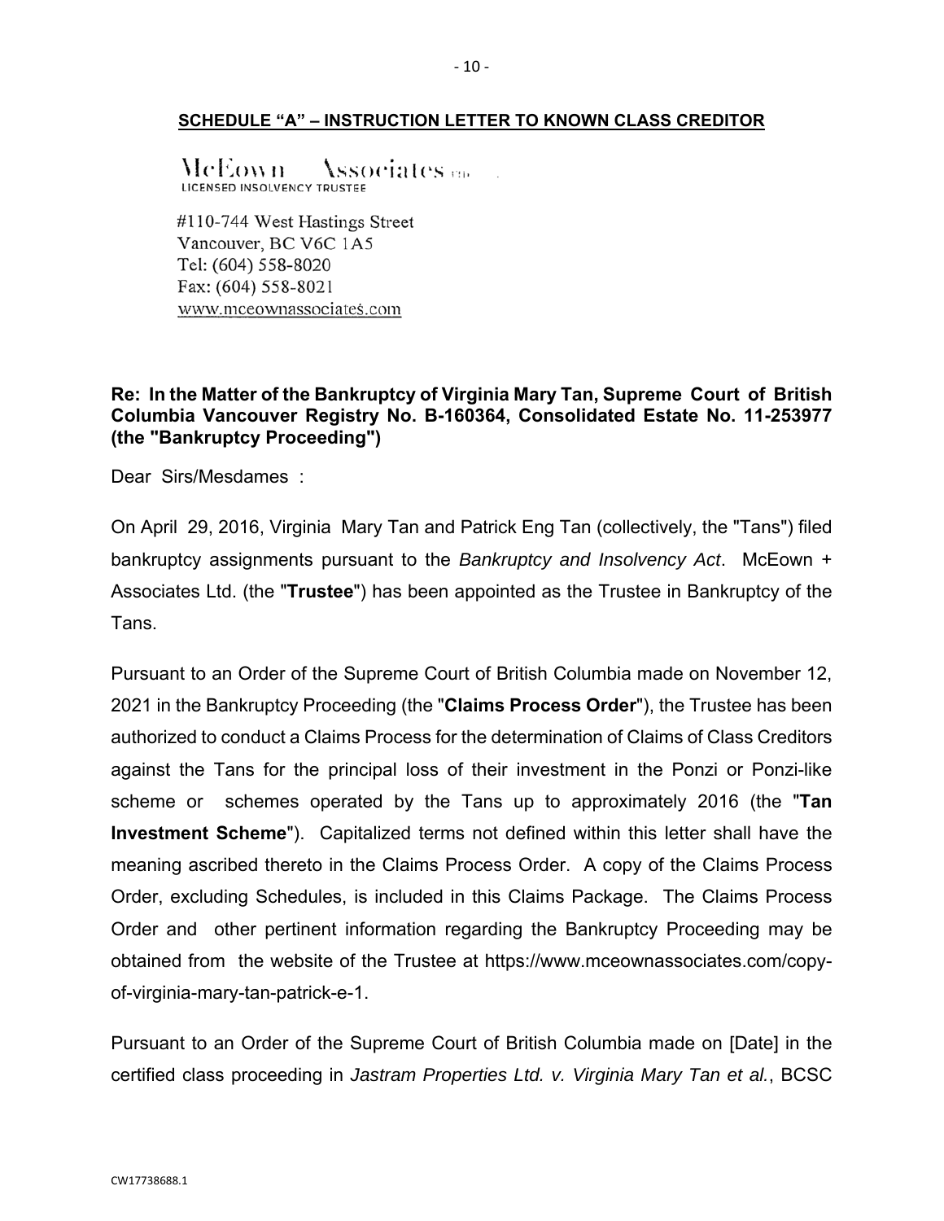**SCHEDULE "A" – INSTRUCTION LETTER TO KNOWN CLASS CREDITOR**

McEown Associates Ltd.
LICENSED INSOLVENCY TRUSTEE

#110-744 West Hastings Street
Vancouver, BC V6C 1A5
Tel: (604) 558-8020
Fax: (604) 558-8021
www.mceownassociates.com

**Re: In the Matter of the Bankruptcy of Virginia Mary Tan, Supreme Court of British Columbia Vancouver Registry No. B-160364, Consolidated Estate No. 11-253977 (the "Bankruptcy Proceeding")**

Dear Sirs/Mesdames :

On April 29, 2016, Virginia Mary Tan and Patrick Eng Tan (collectively, the "Tans") filed bankruptcy assignments pursuant to the *Bankruptcy and Insolvency Act*. McEown + Associates Ltd. (the "**Trustee**") has been appointed as the Trustee in Bankruptcy of the Tans.

Pursuant to an Order of the Supreme Court of British Columbia made on November 12, 2021 in the Bankruptcy Proceeding (the "**Claims Process Order**"), the Trustee has been authorized to conduct a Claims Process for the determination of Claims of Class Creditors against the Tans for the principal loss of their investment in the Ponzi or Ponzi-like scheme or schemes operated by the Tans up to approximately 2016 (the "**Tan Investment Scheme**"). Capitalized terms not defined within this letter shall have the meaning ascribed thereto in the Claims Process Order. A copy of the Claims Process Order, excluding Schedules, is included in this Claims Package. The Claims Process Order and other pertinent information regarding the Bankruptcy Proceeding may be obtained from the website of the Trustee at https://www.mceownassociates.com/copy-of-virginia-mary-tan-patrick-e-1.

Pursuant to an Order of the Supreme Court of British Columbia made on [Date] in the certified class proceeding in *Jastram Properties Ltd. v. Virginia Mary Tan et al.*, BCSC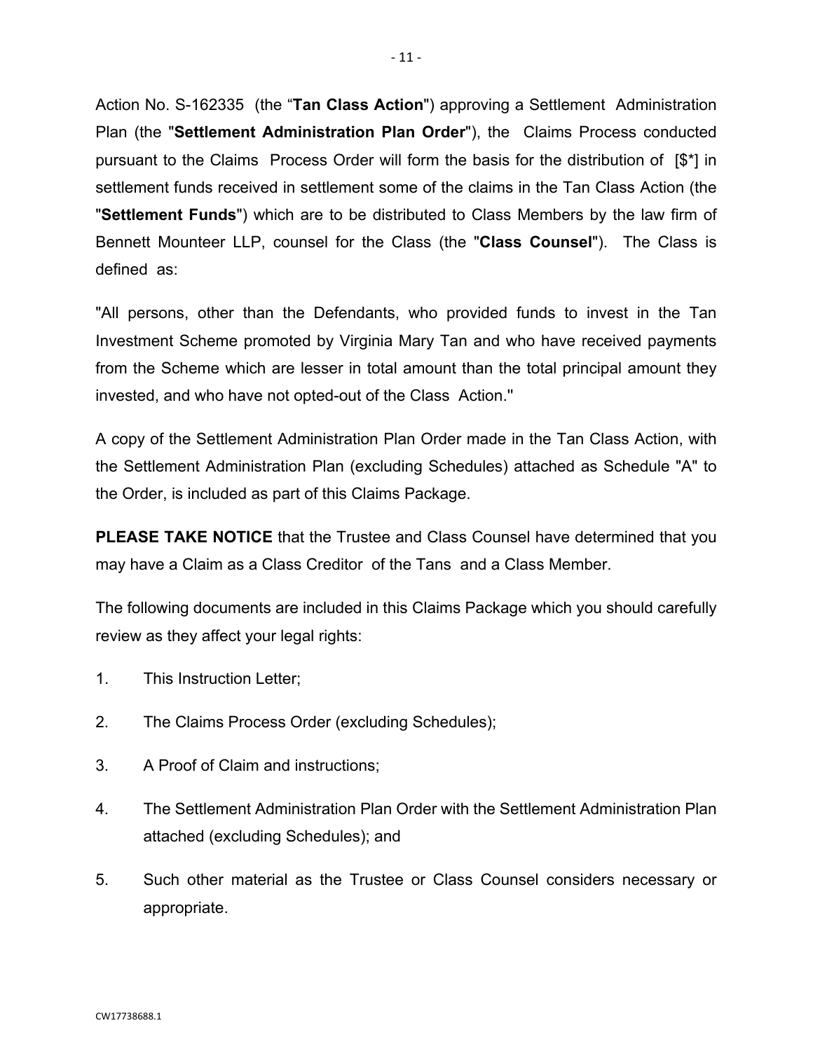Action No. S-162335 (the "**Tan Class Action**") approving a Settlement Administration Plan (the "**Settlement Administration Plan Order**"), the Claims Process conducted pursuant to the Claims Process Order will form the basis for the distribution of [$*] in settlement funds received in settlement some of the claims in the Tan Class Action (the "**Settlement Funds**") which are to be distributed to Class Members by the law firm of Bennett Mounteer LLP, counsel for the Class (the "**Class Counsel**"). The Class is defined as:

"All persons, other than the Defendants, who provided funds to invest in the Tan Investment Scheme promoted by Virginia Mary Tan and who have received payments from the Scheme which are lesser in total amount than the total principal amount they invested, and who have not opted-out of the Class Action."

A copy of the Settlement Administration Plan Order made in the Tan Class Action, with the Settlement Administration Plan (excluding Schedules) attached as Schedule "A" to the Order, is included as part of this Claims Package.

**PLEASE TAKE NOTICE** that the Trustee and Class Counsel have determined that you may have a Claim as a Class Creditor of the Tans and a Class Member.

The following documents are included in this Claims Package which you should carefully review as they affect your legal rights:

1. This Instruction Letter;
2. The Claims Process Order (excluding Schedules);
3. A Proof of Claim and instructions;
4. The Settlement Administration Plan Order with the Settlement Administration Plan attached (excluding Schedules); and
5. Such other material as the Trustee or Class Counsel considers necessary or appropriate.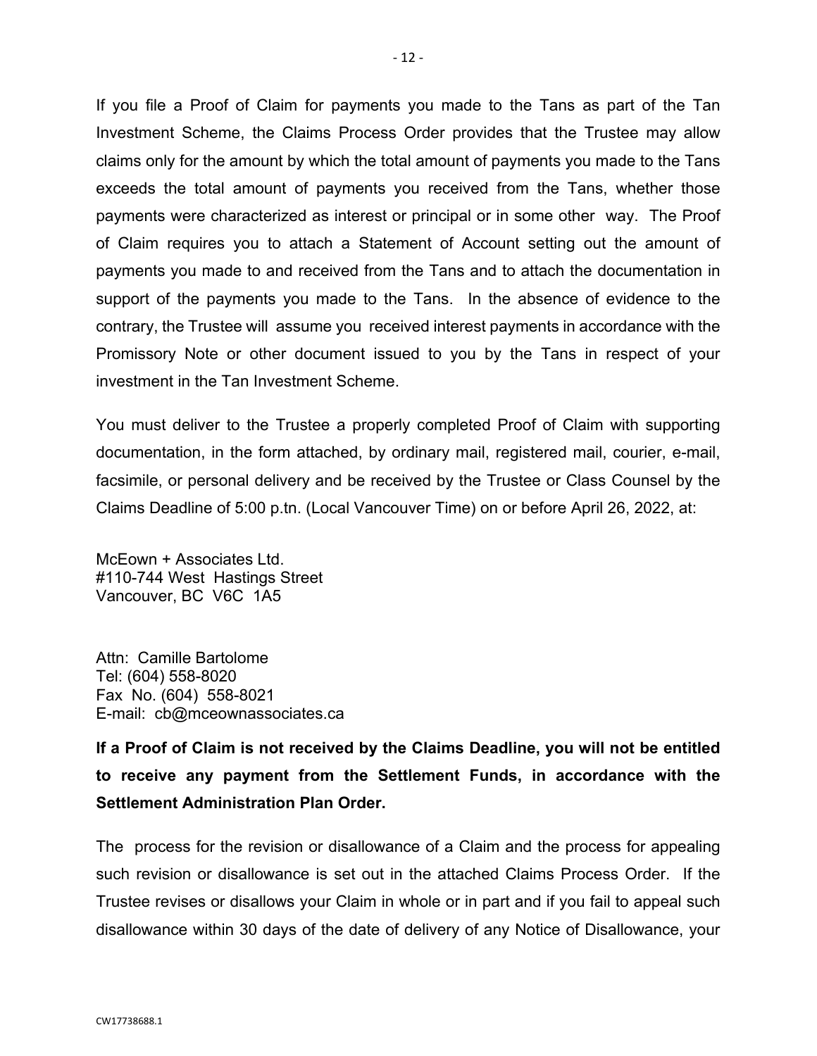If you file a Proof of Claim for payments you made to the Tans as part of the Tan Investment Scheme, the Claims Process Order provides that the Trustee may allow claims only for the amount by which the total amount of payments you made to the Tans exceeds the total amount of payments you received from the Tans, whether those payments were characterized as interest or principal or in some other way. The Proof of Claim requires you to attach a Statement of Account setting out the amount of payments you made to and received from the Tans and to attach the documentation in support of the payments you made to the Tans. In the absence of evidence to the contrary, the Trustee will assume you received interest payments in accordance with the Promissory Note or other document issued to you by the Tans in respect of your investment in the Tan Investment Scheme.

You must deliver to the Trustee a properly completed Proof of Claim with supporting documentation, in the form attached, by ordinary mail, registered mail, courier, e-mail, facsimile, or personal delivery and be received by the Trustee or Class Counsel by the Claims Deadline of 5:00 p.tn. (Local Vancouver Time) on or before April 26, 2022, at:

McEown + Associates Ltd.
#110-744 West Hastings Street
Vancouver, BC V6C 1A5

Attn: Camille Bartolome
Tel: (604) 558-8020
Fax No. (604) 558-8021
E-mail: cb@mceownassociates.ca

**If a Proof of Claim is not received by the Claims Deadline, you will not be entitled to receive any payment from the Settlement Funds, in accordance with the Settlement Administration Plan Order.**

The process for the revision or disallowance of a Claim and the process for appealing such revision or disallowance is set out in the attached Claims Process Order. If the Trustee revises or disallows your Claim in whole or in part and if you fail to appeal such disallowance within 30 days of the date of delivery of any Notice of Disallowance, your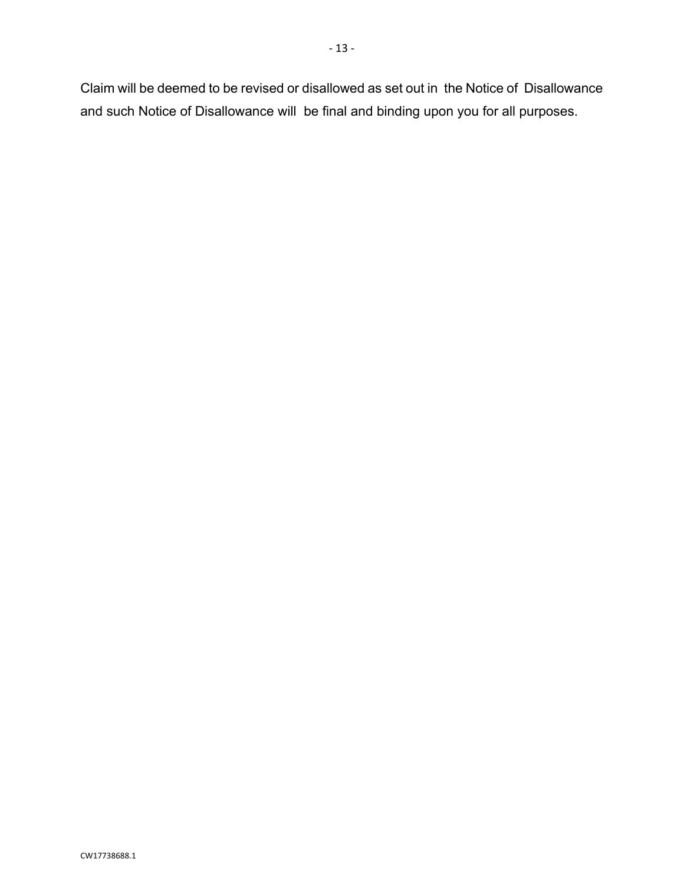Claim will be deemed to be revised or disallowed as set out in the Notice of Disallowance and such Notice of Disallowance will be final and binding upon you for all purposes.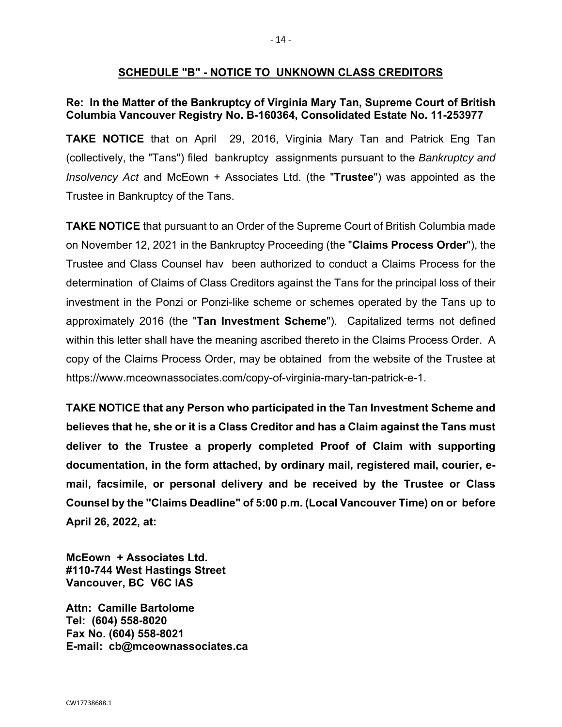## SCHEDULE "B" - NOTICE TO UNKNOWN CLASS CREDITORS

**Re: In the Matter of the Bankruptcy of Virginia Mary Tan, Supreme Court of British Columbia Vancouver Registry No. B-160364, Consolidated Estate No. 11-253977**

**TAKE NOTICE** that on April 29, 2016, Virginia Mary Tan and Patrick Eng Tan (collectively, the "Tans") filed bankruptcy assignments pursuant to the *Bankruptcy and Insolvency Act* and McEown + Associates Ltd. (the "**Trustee**") was appointed as the Trustee in Bankruptcy of the Tans.

**TAKE NOTICE** that pursuant to an Order of the Supreme Court of British Columbia made on November 12, 2021 in the Bankruptcy Proceeding (the "**Claims Process Order**"), the Trustee and Class Counsel hav been authorized to conduct a Claims Process for the determination of Claims of Class Creditors against the Tans for the principal loss of their investment in the Ponzi or Ponzi-like scheme or schemes operated by the Tans up to approximately 2016 (the "**Tan Investment Scheme**"). Capitalized terms not defined within this letter shall have the meaning ascribed thereto in the Claims Process Order. A copy of the Claims Process Order, may be obtained from the website of the Trustee at https://www.mceownassociates.com/copy-of-virginia-mary-tan-patrick-e-1.

**TAKE NOTICE that any Person who participated in the Tan Investment Scheme and believes that he, she or it is a Class Creditor and has a Claim against the Tans must deliver to the Trustee a properly completed Proof of Claim with supporting documentation, in the form attached, by ordinary mail, registered mail, courier, e-mail, facsimile, or personal delivery and be received by the Trustee or Class Counsel by the "Claims Deadline" of 5:00 p.m. (Local Vancouver Time) on or before April 26, 2022, at:**

**McEown + Associates Ltd.**
**#110-744 West Hastings Street**
**Vancouver, BC V6C IAS**

**Attn: Camille Bartolome**
**Tel: (604) 558-8020**
**Fax No. (604) 558-8021**
**E-mail: cb@mceownassociates.ca**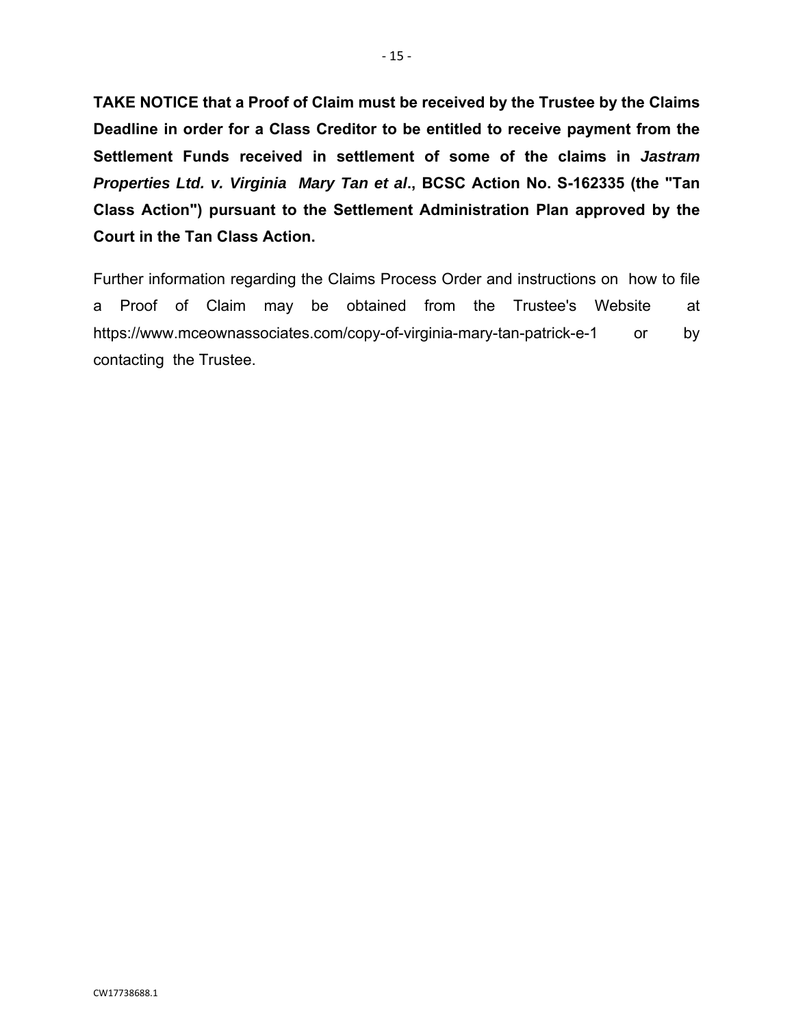**TAKE NOTICE that a Proof of Claim must be received by the Trustee by the Claims Deadline in order for a Class Creditor to be entitled to receive payment from the Settlement Funds received in settlement of some of the claims in *Jastram Properties Ltd. v. Virginia Mary Tan et al*., BCSC Action No. S-162335 (the "Tan Class Action") pursuant to the Settlement Administration Plan approved by the Court in the Tan Class Action.**

Further information regarding the Claims Process Order and instructions on how to file a Proof of Claim may be obtained from the Trustee's Website at https://www.mceownassociates.com/copy-of-virginia-mary-tan-patrick-e-1 or by contacting the Trustee.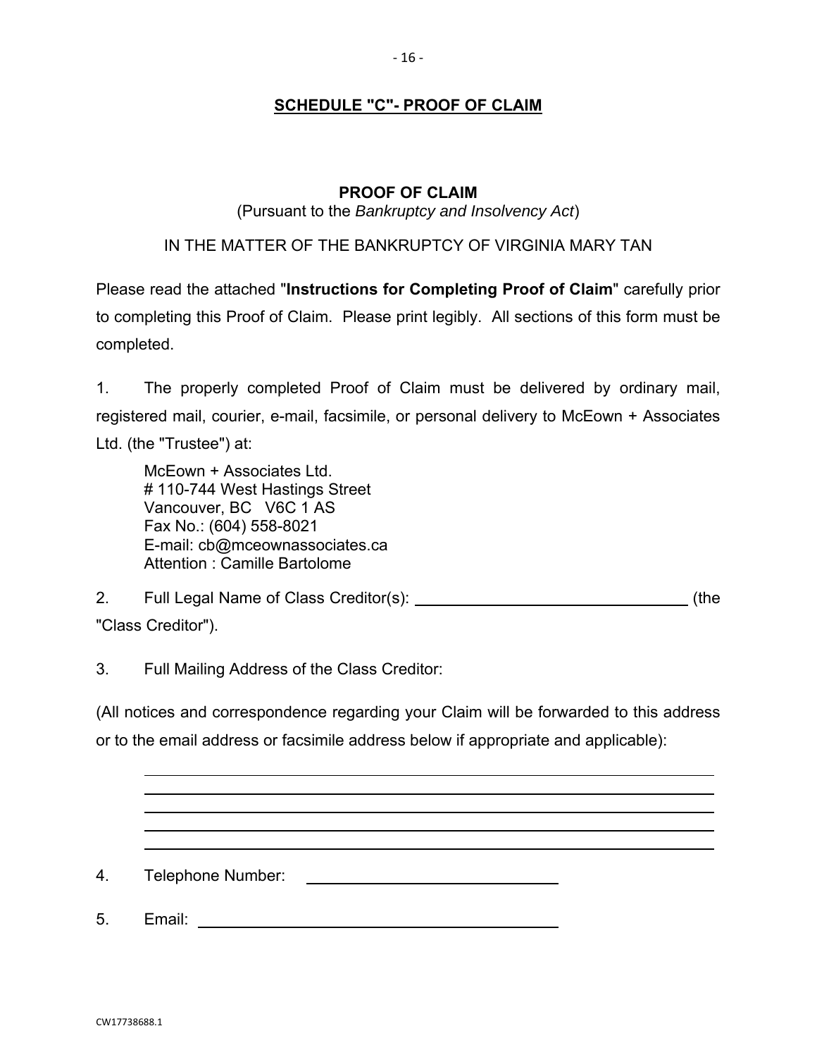## SCHEDULE "C"- PROOF OF CLAIM

### PROOF OF CLAIM

(Pursuant to the *Bankruptcy and Insolvency Act*)

IN THE MATTER OF THE BANKRUPTCY OF VIRGINIA MARY TAN

Please read the attached "**Instructions for Completing Proof of Claim**" carefully prior to completing this Proof of Claim. Please print legibly. All sections of this form must be completed.

1. The properly completed Proof of Claim must be delivered by ordinary mail, registered mail, courier, e-mail, facsimile, or personal delivery to McEown + Associates Ltd. (the "Trustee") at:

   McEown + Associates Ltd.
   # 110-744 West Hastings Street
   Vancouver, BC V6C 1 AS
   Fax No.: (604) 558-8021
   E-mail: cb@mceownassociates.ca
   Attention : Camille Bartolome

2. Full Legal Name of Class Creditor(s): ________________________________ (the "Class Creditor").

3. Full Mailing Address of the Class Creditor:

(All notices and correspondence regarding your Claim will be forwarded to this address or to the email address or facsimile address below if appropriate and applicable):

________________________________________________________________

________________________________________________________________

________________________________________________________________

________________________________________________________________

________________________________________________________________

4. Telephone Number: ______________________________

5. Email: ________________________________________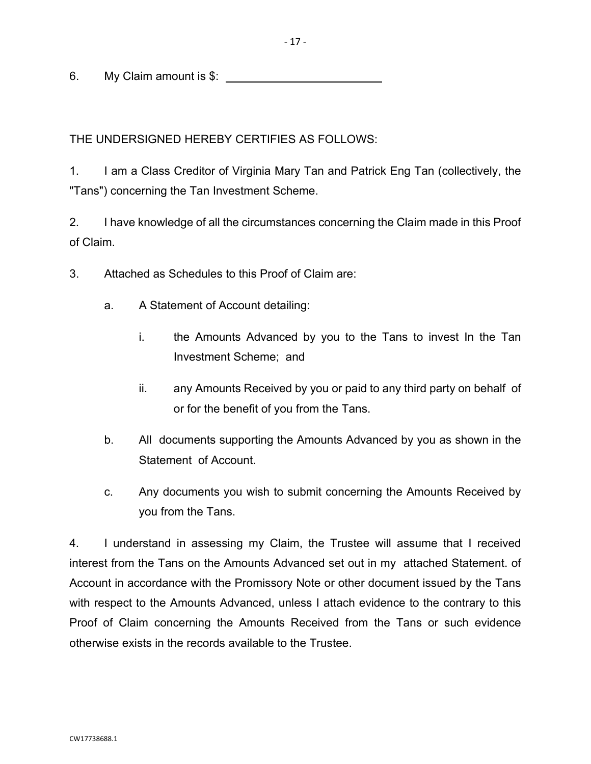6. My Claim amount is $: ________________________

THE UNDERSIGNED HEREBY CERTIFIES AS FOLLOWS:

1. I am a Class Creditor of Virginia Mary Tan and Patrick Eng Tan (collectively, the "Tans") concerning the Tan Investment Scheme.

2. I have knowledge of all the circumstances concerning the Claim made in this Proof of Claim.

3. Attached as Schedules to this Proof of Claim are:

   a. A Statement of Account detailing:

      i. the Amounts Advanced by you to the Tans to invest In the Tan Investment Scheme; and

      ii. any Amounts Received by you or paid to any third party on behalf of or for the benefit of you from the Tans.

   b. All documents supporting the Amounts Advanced by you as shown in the Statement of Account.

   c. Any documents you wish to submit concerning the Amounts Received by you from the Tans.

4. I understand in assessing my Claim, the Trustee will assume that I received interest from the Tans on the Amounts Advanced set out in my attached Statement. of Account in accordance with the Promissory Note or other document issued by the Tans with respect to the Amounts Advanced, unless I attach evidence to the contrary to this Proof of Claim concerning the Amounts Received from the Tans or such evidence otherwise exists in the records available to the Trustee.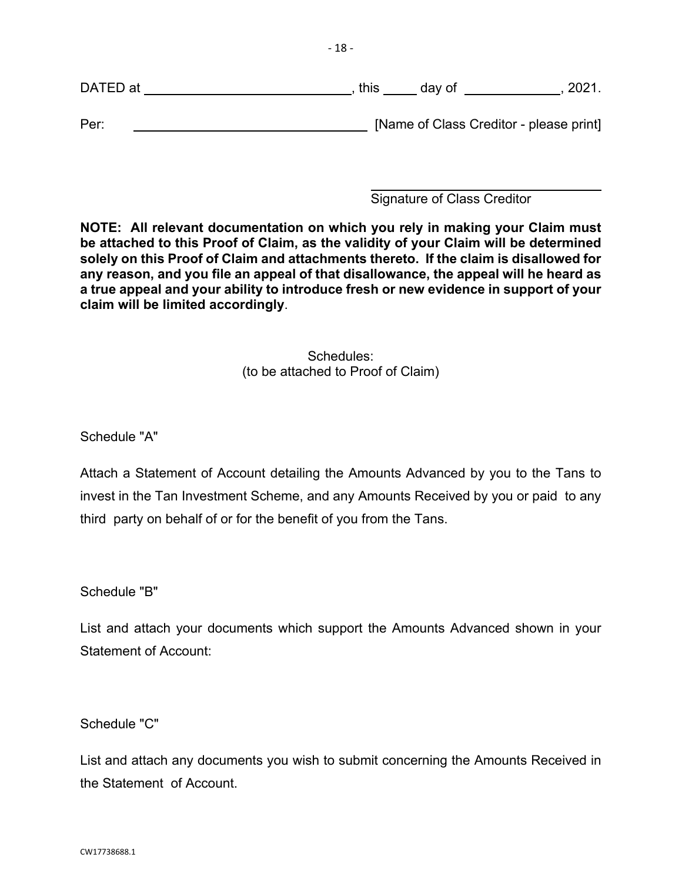DATED at ____________________________, this _____ day of _____________, 2021.

Per: ________________________________ [Name of Class Creditor - please print]

________________________________
Signature of Class Creditor

**NOTE: All relevant documentation on which you rely in making your Claim must be attached to this Proof of Claim, as the validity of your Claim will be determined solely on this Proof of Claim and attachments thereto. If the claim is disallowed for any reason, and you file an appeal of that disallowance, the appeal will he heard as a true appeal and your ability to introduce fresh or new evidence in support of your claim will be limited accordingly**.

Schedules:
(to be attached to Proof of Claim)

Schedule "A"

Attach a Statement of Account detailing the Amounts Advanced by you to the Tans to invest in the Tan Investment Scheme, and any Amounts Received by you or paid to any third party on behalf of or for the benefit of you from the Tans.

Schedule "B"

List and attach your documents which support the Amounts Advanced shown in your Statement of Account:

Schedule "C"

List and attach any documents you wish to submit concerning the Amounts Received in the Statement of Account.

CW17738688.1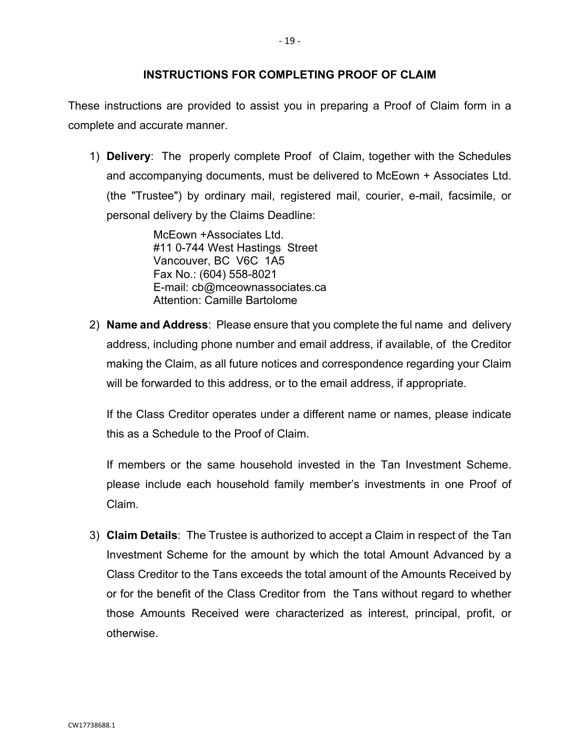## INSTRUCTIONS FOR COMPLETING PROOF OF CLAIM

These instructions are provided to assist you in preparing a Proof of Claim form in a complete and accurate manner.

1) **Delivery**: The properly complete Proof of Claim, together with the Schedules and accompanying documents, must be delivered to McEown + Associates Ltd. (the "Trustee") by ordinary mail, registered mail, courier, e-mail, facsimile, or personal delivery by the Claims Deadline:

   McEown +Associates Ltd.
   #11 0-744 West Hastings Street
   Vancouver, BC V6C 1A5
   Fax No.: (604) 558-8021
   E-mail: cb@mceownassociates.ca
   Attention: Camille Bartolome

2) **Name and Address**: Please ensure that you complete the ful name and delivery address, including phone number and email address, if available, of the Creditor making the Claim, as all future notices and correspondence regarding your Claim will be forwarded to this address, or to the email address, if appropriate.

   If the Class Creditor operates under a different name or names, please indicate this as a Schedule to the Proof of Claim.

   If members or the same household invested in the Tan Investment Scheme. please include each household family member's investments in one Proof of Claim.

3) **Claim Details**: The Trustee is authorized to accept a Claim in respect of the Tan Investment Scheme for the amount by which the total Amount Advanced by a Class Creditor to the Tans exceeds the total amount of the Amounts Received by or for the benefit of the Class Creditor from the Tans without regard to whether those Amounts Received were characterized as interest, principal, profit, or otherwise.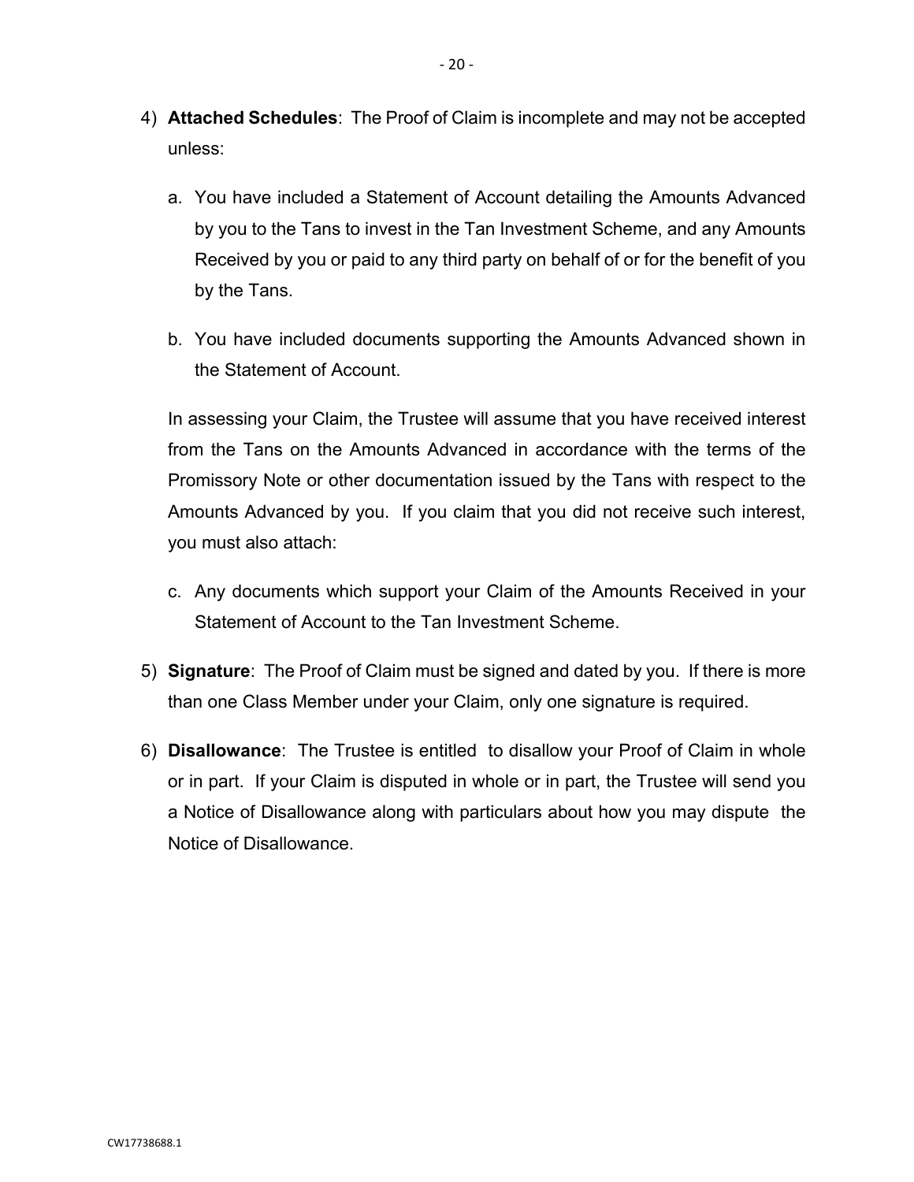4) **Attached Schedules**: The Proof of Claim is incomplete and may not be accepted unless:

   a. You have included a Statement of Account detailing the Amounts Advanced by you to the Tans to invest in the Tan Investment Scheme, and any Amounts Received by you or paid to any third party on behalf of or for the benefit of you by the Tans.

   b. You have included documents supporting the Amounts Advanced shown in the Statement of Account.

   In assessing your Claim, the Trustee will assume that you have received interest from the Tans on the Amounts Advanced in accordance with the terms of the Promissory Note or other documentation issued by the Tans with respect to the Amounts Advanced by you. If you claim that you did not receive such interest, you must also attach:

   c. Any documents which support your Claim of the Amounts Received in your Statement of Account to the Tan Investment Scheme.

5) **Signature**: The Proof of Claim must be signed and dated by you. If there is more than one Class Member under your Claim, only one signature is required.

6) **Disallowance**: The Trustee is entitled to disallow your Proof of Claim in whole or in part. If your Claim is disputed in whole or in part, the Trustee will send you a Notice of Disallowance along with particulars about how you may dispute the Notice of Disallowance.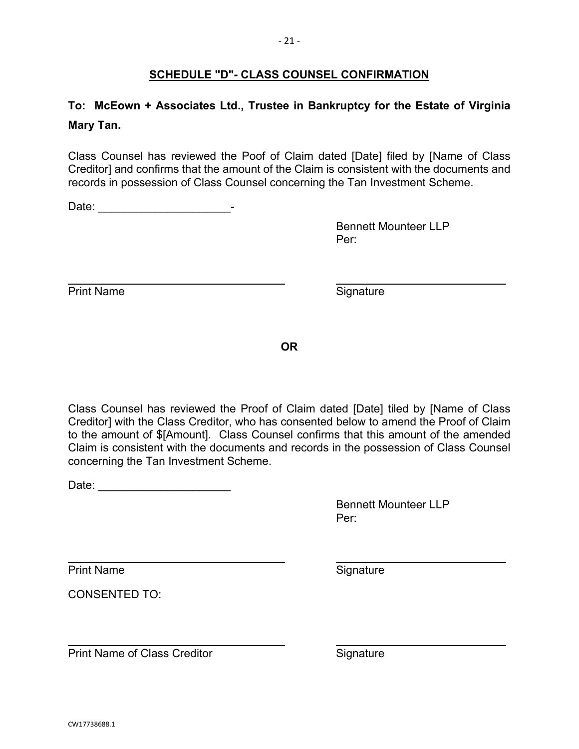## SCHEDULE "D"- CLASS COUNSEL CONFIRMATION

**To: McEown + Associates Ltd., Trustee in Bankruptcy for the Estate of Virginia Mary Tan.**

Class Counsel has reviewed the Poof of Claim dated [Date] filed by [Name of Class Creditor] and confirms that the amount of the Claim is consistent with the documents and records in possession of Class Counsel concerning the Tan Investment Scheme.

Date: _____________________-

Bennett Mounteer LLP
Per:

___________________________ ___________________________
Print Name Signature

**OR**

Class Counsel has reviewed the Proof of Claim dated [Date] tiled by [Name of Class Creditor] with the Class Creditor, who has consented below to amend the Proof of Claim to the amount of $[Amount]. Class Counsel confirms that this amount of the amended Claim is consistent with the documents and records in the possession of Class Counsel concerning the Tan Investment Scheme.

Date: _____________________

Bennett Mounteer LLP
Per:

___________________________ ___________________________
Print Name Signature

CONSENTED TO:

___________________________ ___________________________
Print Name of Class Creditor Signature

CW17738688.1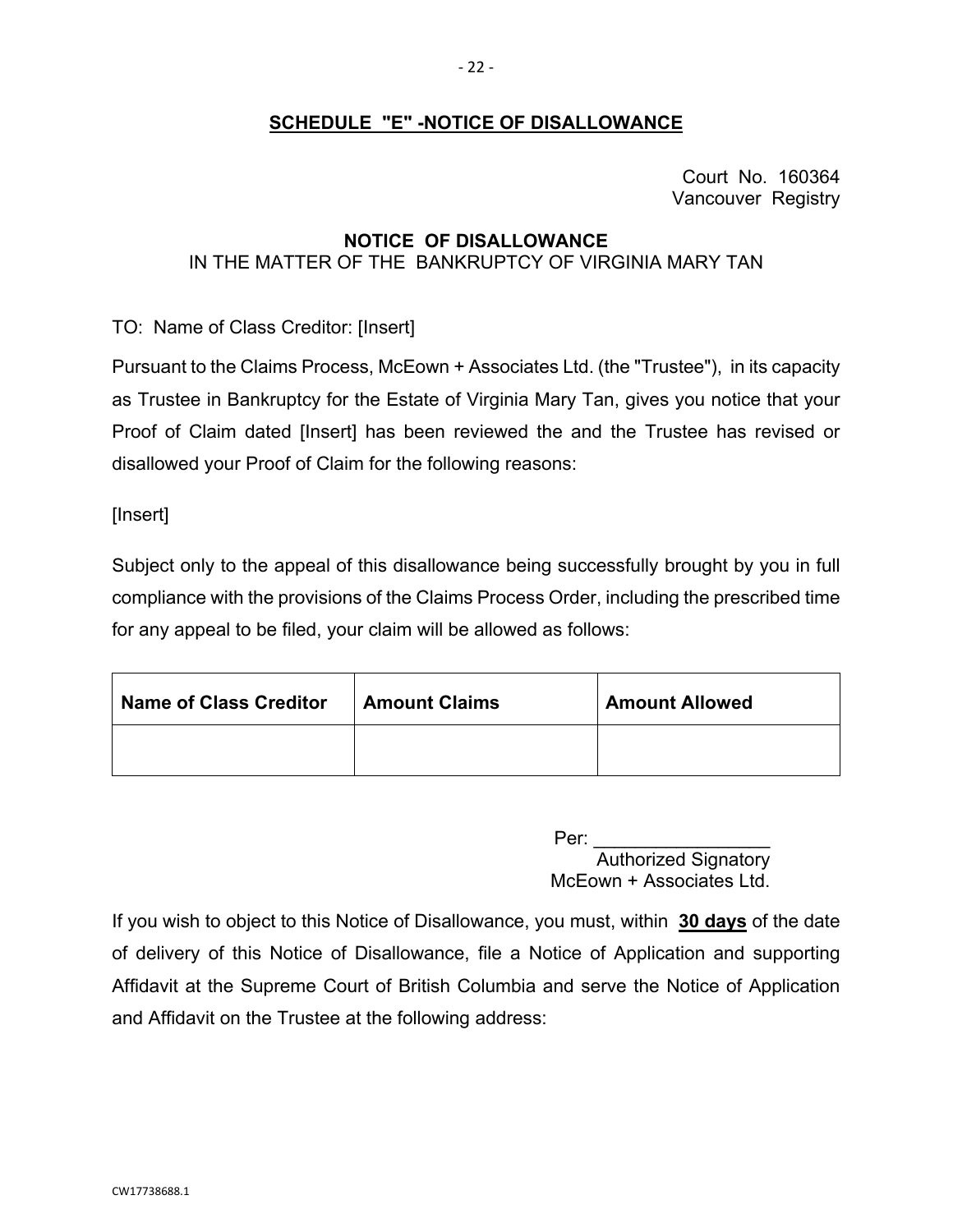## SCHEDULE "E" -NOTICE OF DISALLOWANCE

Court No. 160364
Vancouver Registry

**NOTICE OF DISALLOWANCE**
IN THE MATTER OF THE BANKRUPTCY OF VIRGINIA MARY TAN

TO: Name of Class Creditor: [Insert]

Pursuant to the Claims Process, McEown + Associates Ltd. (the "Trustee"), in its capacity as Trustee in Bankruptcy for the Estate of Virginia Mary Tan, gives you notice that your Proof of Claim dated [Insert] has been reviewed the and the Trustee has revised or disallowed your Proof of Claim for the following reasons:

[Insert]

Subject only to the appeal of this disallowance being successfully brought by you in full compliance with the provisions of the Claims Process Order, including the prescribed time for any appeal to be filed, your claim will be allowed as follows:

| Name of Class Creditor | Amount Claims | Amount Allowed |
|---|---|---|
| | | |

Per: _________________
Authorized Signatory
McEown + Associates Ltd.

If you wish to object to this Notice of Disallowance, you must, within **30 days** of the date of delivery of this Notice of Disallowance, file a Notice of Application and supporting Affidavit at the Supreme Court of British Columbia and serve the Notice of Application and Affidavit on the Trustee at the following address:

CW17738688.1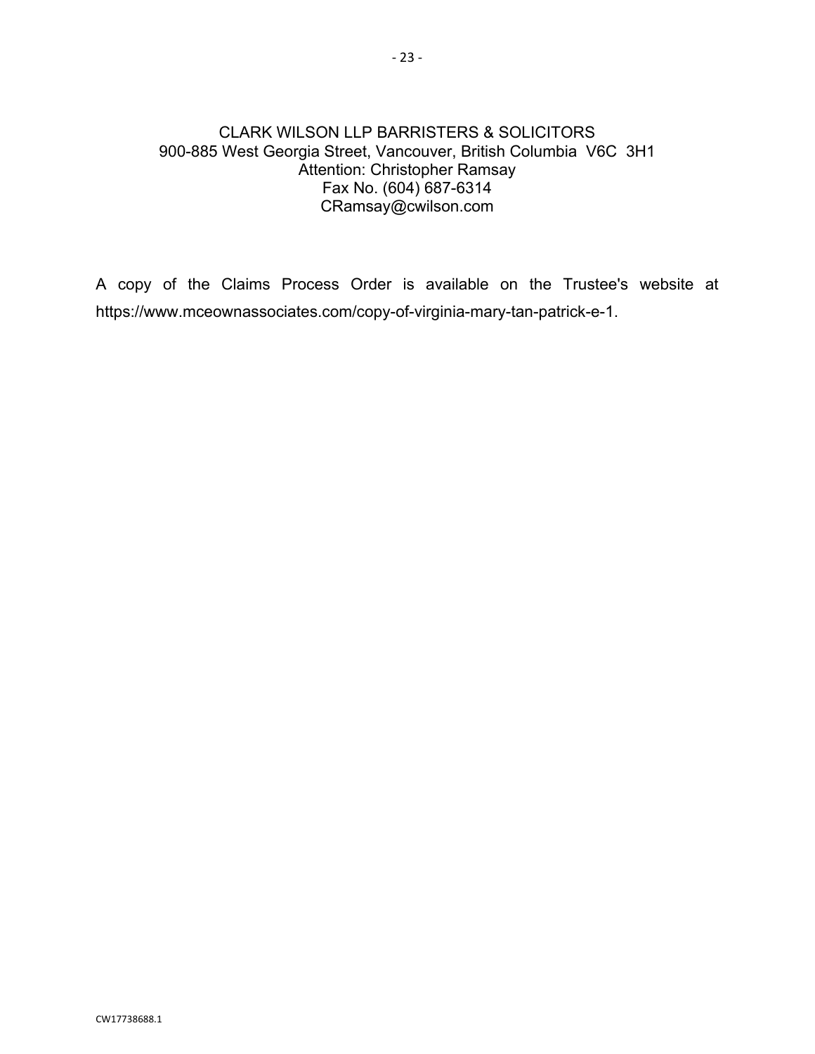CLARK WILSON LLP BARRISTERS & SOLICITORS
900-885 West Georgia Street, Vancouver, British Columbia V6C 3H1
Attention: Christopher Ramsay
Fax No. (604) 687-6314
CRamsay@cwilson.com

A copy of the Claims Process Order is available on the Trustee's website at https://www.mceownassociates.com/copy-of-virginia-mary-tan-patrick-e-1.

CW17738688.1